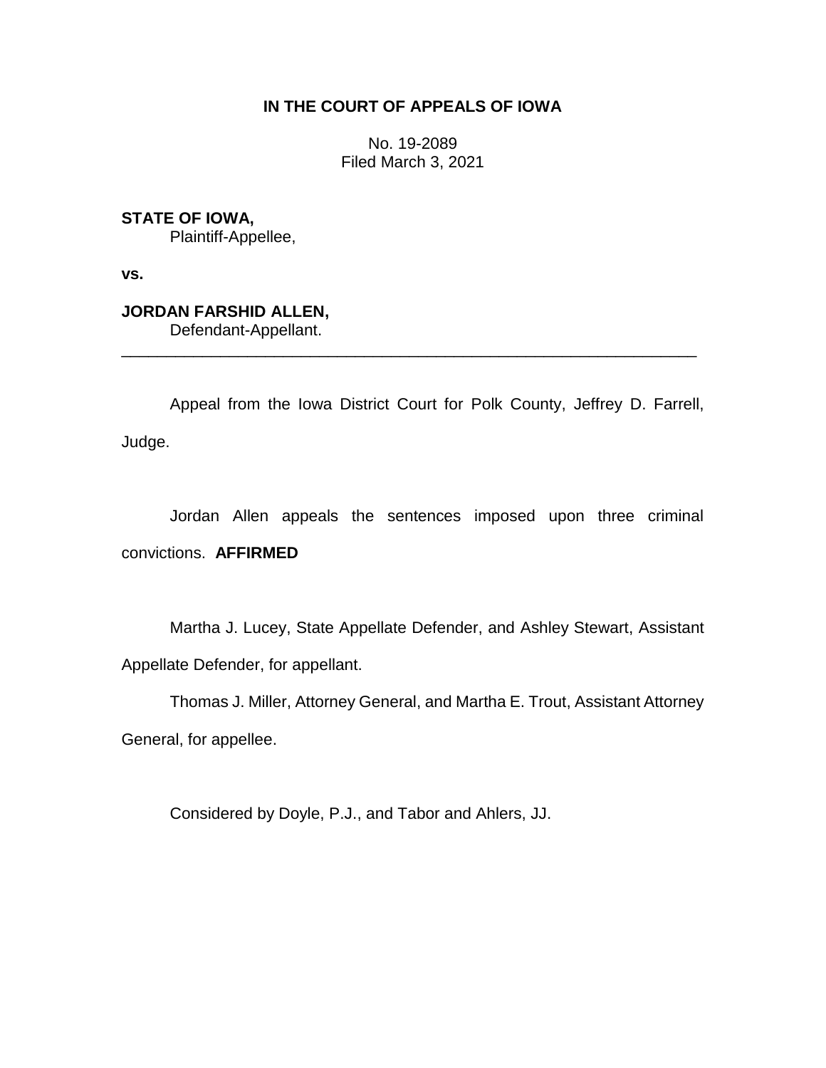**IN THE COURT OF APPEALS OF IOWA**

No. 19-2089
Filed March 3, 2021

**STATE OF IOWA,**
Plaintiff-Appellee,

**vs.**

**JORDAN FARSHID ALLEN,**
Defendant-Appellant.

---

Appeal from the Iowa District Court for Polk County, Jeffrey D. Farrell, Judge.

Jordan Allen appeals the sentences imposed upon three criminal convictions. **AFFIRMED**

Martha J. Lucey, State Appellate Defender, and Ashley Stewart, Assistant Appellate Defender, for appellant.

Thomas J. Miller, Attorney General, and Martha E. Trout, Assistant Attorney General, for appellee.

Considered by Doyle, P.J., and Tabor and Ahlers, JJ.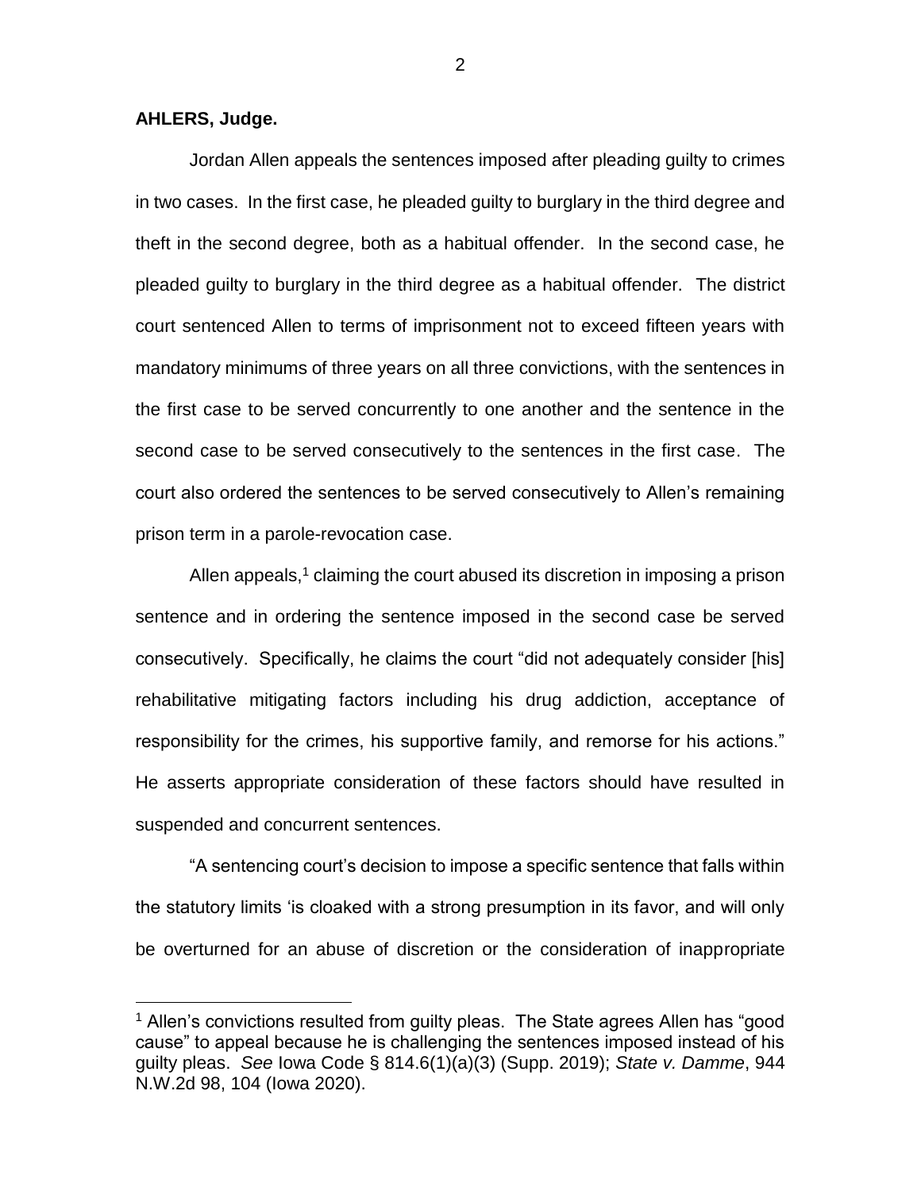**AHLERS, Judge.**

Jordan Allen appeals the sentences imposed after pleading guilty to crimes in two cases. In the first case, he pleaded guilty to burglary in the third degree and theft in the second degree, both as a habitual offender. In the second case, he pleaded guilty to burglary in the third degree as a habitual offender. The district court sentenced Allen to terms of imprisonment not to exceed fifteen years with mandatory minimums of three years on all three convictions, with the sentences in the first case to be served concurrently to one another and the sentence in the second case to be served consecutively to the sentences in the first case. The court also ordered the sentences to be served consecutively to Allen's remaining prison term in a parole-revocation case.

Allen appeals,[1] claiming the court abused its discretion in imposing a prison sentence and in ordering the sentence imposed in the second case be served consecutively. Specifically, he claims the court "did not adequately consider [his] rehabilitative mitigating factors including his drug addiction, acceptance of responsibility for the crimes, his supportive family, and remorse for his actions." He asserts appropriate consideration of these factors should have resulted in suspended and concurrent sentences.

"A sentencing court's decision to impose a specific sentence that falls within the statutory limits 'is cloaked with a strong presumption in its favor, and will only be overturned for an abuse of discretion or the consideration of inappropriate

[1] Allen's convictions resulted from guilty pleas. The State agrees Allen has "good cause" to appeal because he is challenging the sentences imposed instead of his guilty pleas. *See* Iowa Code § 814.6(1)(a)(3) (Supp. 2019); *State v. Damme*, 944 N.W.2d 98, 104 (Iowa 2020).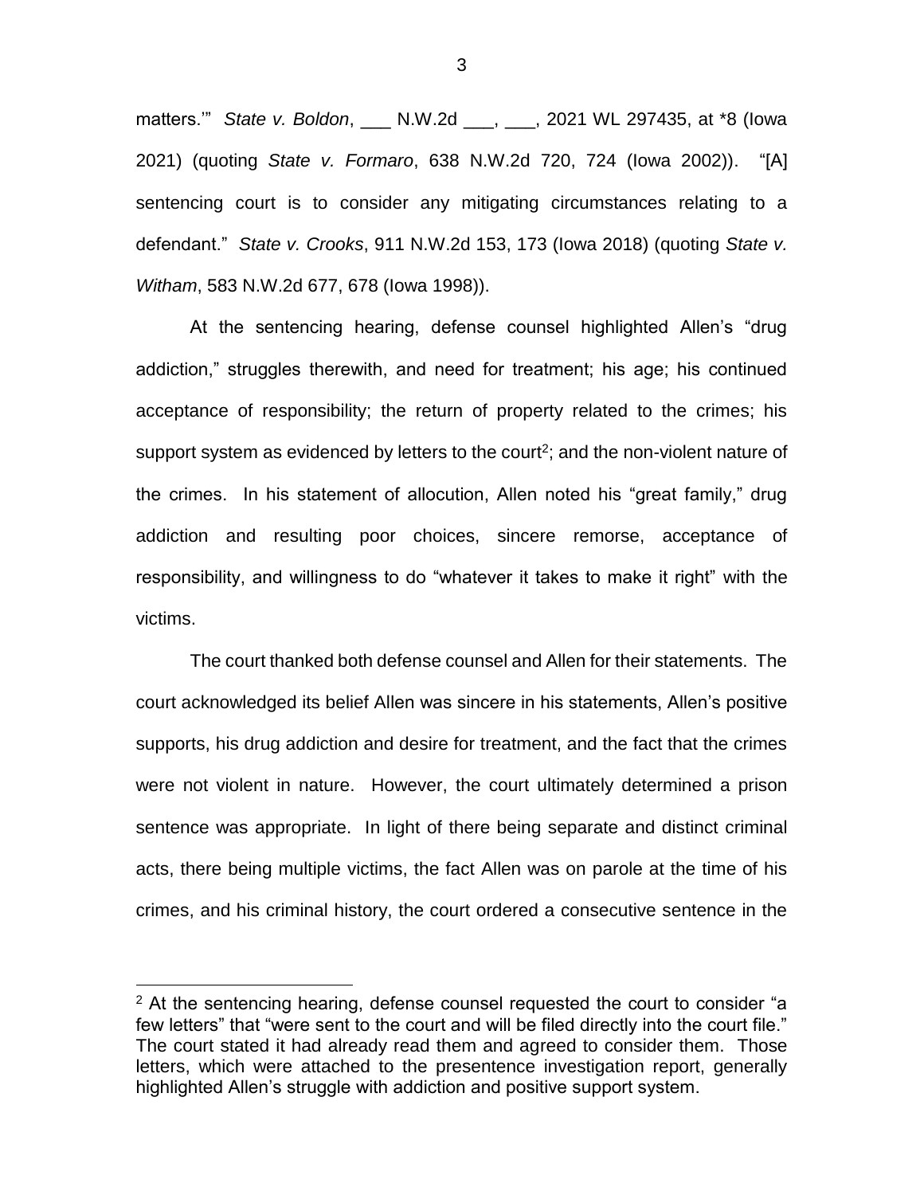matters.'" *State v. Boldon*, ___ N.W.2d ___, ___, 2021 WL 297435, at *8 (Iowa 2021) (quoting *State v. Formaro*, 638 N.W.2d 720, 724 (Iowa 2002)). "[A] sentencing court is to consider any mitigating circumstances relating to a defendant." *State v. Crooks*, 911 N.W.2d 153, 173 (Iowa 2018) (quoting *State v. Witham*, 583 N.W.2d 677, 678 (Iowa 1998)).

At the sentencing hearing, defense counsel highlighted Allen's "drug addiction," struggles therewith, and need for treatment; his age; his continued acceptance of responsibility; the return of property related to the crimes; his support system as evidenced by letters to the court[2]; and the non-violent nature of the crimes. In his statement of allocution, Allen noted his "great family," drug addiction and resulting poor choices, sincere remorse, acceptance of responsibility, and willingness to do "whatever it takes to make it right" with the victims.

The court thanked both defense counsel and Allen for their statements. The court acknowledged its belief Allen was sincere in his statements, Allen's positive supports, his drug addiction and desire for treatment, and the fact that the crimes were not violent in nature. However, the court ultimately determined a prison sentence was appropriate. In light of there being separate and distinct criminal acts, there being multiple victims, the fact Allen was on parole at the time of his crimes, and his criminal history, the court ordered a consecutive sentence in the

[2] At the sentencing hearing, defense counsel requested the court to consider "a few letters" that "were sent to the court and will be filed directly into the court file." The court stated it had already read them and agreed to consider them. Those letters, which were attached to the presentence investigation report, generally highlighted Allen's struggle with addiction and positive support system.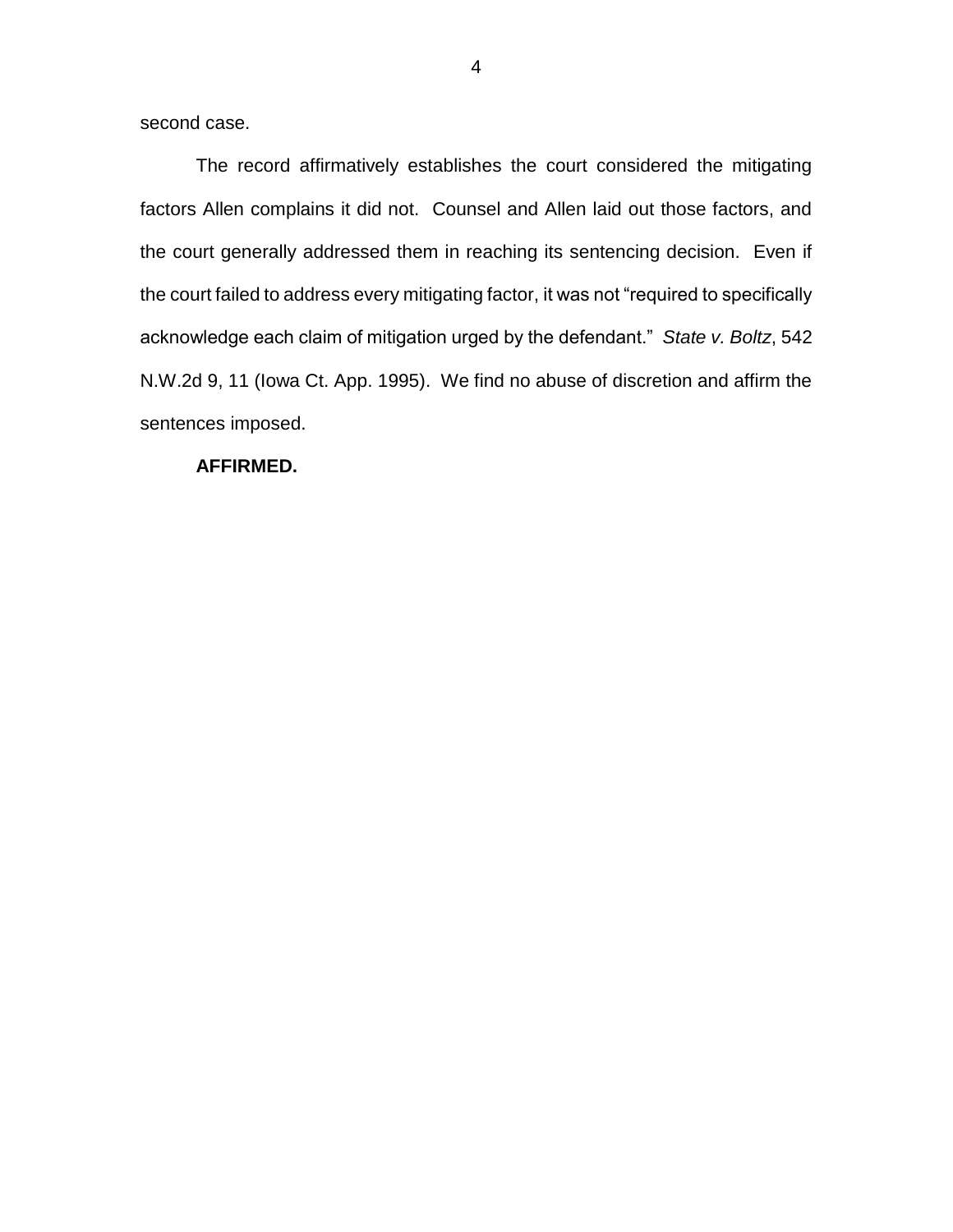second case.

The record affirmatively establishes the court considered the mitigating factors Allen complains it did not. Counsel and Allen laid out those factors, and the court generally addressed them in reaching its sentencing decision. Even if the court failed to address every mitigating factor, it was not "required to specifically acknowledge each claim of mitigation urged by the defendant." *State v. Boltz*, 542 N.W.2d 9, 11 (Iowa Ct. App. 1995). We find no abuse of discretion and affirm the sentences imposed.

**AFFIRMED.**